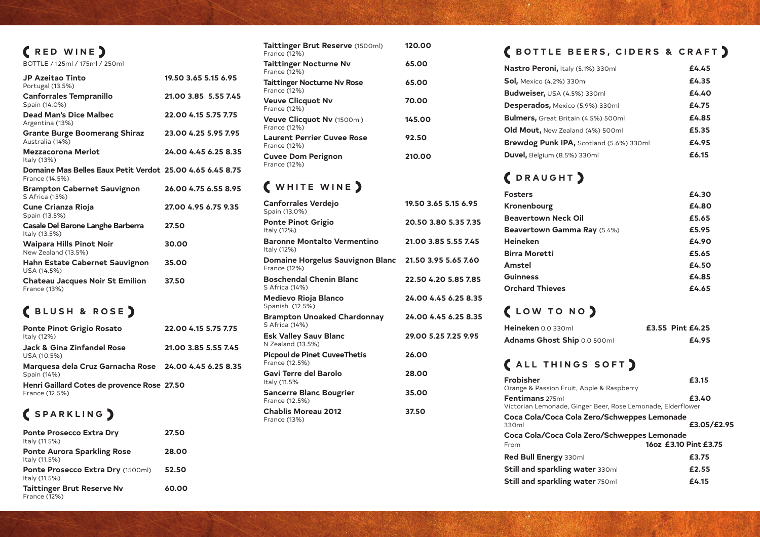## RED WINE

BOTTLE / 125ml / 175ml / 250ml

| Wine | Bottle | 125ml | 175ml | 250ml |
|---|---|---|---|---|
| **JP Azeitao Tinto** Portugal (13.5%) | 19.50 | 3.65 | 5.15 | 6.95 |
| **Canforrales Tempranillo** Spain (14.0%) | 21.00 | 3.85 | 5.55 | 7.45 |
| **Dead Man's Dice Malbec** Argentina (13%) | 22.00 | 4.15 | 5.75 | 7.75 |
| **Grante Burge Boomerang Shiraz** Australia (14%) | 23.00 | 4.25 | 5.95 | 7.95 |
| **Mezzacorona Merlot** Italy (13%) | 24.00 | 4.45 | 6.25 | 8.35 |
| **Domaine Mas Belles Eaux Petit Verdot** France (14.5%) | 25.00 | 4.65 | 6.45 | 8.75 |
| **Brampton Cabernet Sauvignon** S Africa (13%) | 26.00 | 4.75 | 6.55 | 8.95 |
| **Cune Crianza Rioja** Spain (13.5%) | 27.00 | 4.95 | 6.75 | 9.35 |
| **Casale Del Barone Langhe Barberra** Italy (13.5%) | 27.50 | | | |
| **Waipara Hills Pinot Noir** New Zealand (13.5%) | 30.00 | | | |
| **Hahn Estate Cabernet Sauvignon** USA (14.5%) | 35.00 | | | |
| **Chateau Jacques Noir St Emilion** France (13%) | 37.50 | | | |

## BLUSH & ROSE

| Wine | Bottle | 125ml | 175ml | 250ml |
|---|---|---|---|---|
| **Ponte Pinot Grigio Rosato** Italy (12%) | 22.00 | 4.15 | 5.75 | 7.75 |
| **Jack & Gina Zinfandel Rose** USA (10.5%) | 21.00 | 3.85 | 5.55 | 7.45 |
| **Marquesa dela Cruz Garnacha Rose** Spain (14%) | 24.00 | 4.45 | 6.25 | 8.35 |
| **Henri Gaillard Cotes de provence Rose** France (12.5%) | 27.50 | | | |

## SPARKLING

| Wine | Price |
|---|---|
| **Ponte Prosecco Extra Dry** Italy (11.5%) | 27.50 |
| **Ponte Aurora Sparkling Rose** Italy (11.5%) | 28.00 |
| **Ponte Prosecco Extra Dry** (1500ml) Italy (11.5%) | 52.50 |
| **Taittinger Brut Reserve Nv** France (12%) | 60.00 |
| **Taittinger Brut Reserve** (1500ml) France (12%) | 120.00 |
| **Taittinger Nocturne Nv** France (12%) | 65.00 |
| **Taittinger Nocturne Nv Rose** France (12%) | 65.00 |
| **Veuve Clicquot Nv** France (12%) | 70.00 |
| **Veuve Clicquot Nv** (1500ml) France (12%) | 145.00 |
| **Laurent Perrier Cuvee Rose** France (12%) | 92.50 |
| **Cuvee Dom Perignon** France (12%) | 210.00 |

## WHITE WINE

| Wine | Bottle | 125ml | 175ml | 250ml |
|---|---|---|---|---|
| **Canforrales Verdejo** Spain (13.0%) | 19.50 | 3.65 | 5.15 | 6.95 |
| **Ponte Pinot Grigio** Italy (12%) | 20.50 | 3.80 | 5.35 | 7.35 |
| **Baronne Montalto Vermentino** Italy (12%) | 21.00 | 3.85 | 5.55 | 7.45 |
| **Domaine Horgelus Sauvignon Blanc** France (12%) | 21.50 | 3.95 | 5.65 | 7.60 |
| **Boschendal Chenin Blanc** S Africa (14%) | 22.50 | 4.20 | 5.85 | 7.85 |
| **Medievo Rioja Blanco** Spanish (12.5%) | 24.00 | 4.45 | 6.25 | 8.35 |
| **Brampton Unoaked Chardonnay** S Africa (14%) | 24.00 | 4.45 | 6.25 | 8.35 |
| **Esk Valley Sauv Blanc** N Zealand (13.5%) | 29.00 | 5.25 | 7.25 | 9.95 |
| **Picpoul de Pinet CuveeThetis** France (12.5%) | 26.00 | | | |
| **Gavi Terre del Barolo** Italy (11.5% | 28.00 | | | |
| **Sancerre Blanc Bougrier** France (12.5%) | 35.00 | | | |
| **Chablis Moreau 2012** France (13%) | 37.50 | | | |

## BOTTLE BEERS, CIDERS & CRAFT

| Drink | Price |
|---|---|
| **Nastro Peroni,** Italy (5.1%) 330ml | £4.45 |
| **Sol,** Mexico (4.2%) 330ml | £4.35 |
| **Budweiser,** USA (4.5%) 330ml | £4.40 |
| **Desperados,** Mexico (5.9%) 330ml | £4.75 |
| **Bulmers,** Great Britain (4.5%) 500ml | £4.85 |
| **Old Mout,** New Zealand (4%) 500ml | £5.35 |
| **Brewdog Punk IPA,** Scotland (5.6%) 330ml | £4.95 |
| **Duvel,** Belgium (8.5%) 330ml | £6.15 |

## DRAUGHT

| Drink | Price |
|---|---|
| **Fosters** | £4.30 |
| **Kronenbourg** | £4.80 |
| **Beavertown Neck Oil** | £5.65 |
| **Beavertown Gamma Ray** (5.4%) | £5.95 |
| **Heineken** | £4.90 |
| **Birra Moretti** | £5.65 |
| **Amstel** | £4.50 |
| **Guinness** | £4.85 |
| **Orchard Thieves** | £4.65 |

## LOW TO NO

| Drink | Price |
|---|---|
| **Heineken** 0.0 330ml | £3.55 Pint £4.25 |
| **Adnams Ghost Ship** 0.0 500ml | £4.95 |

## ALL THINGS SOFT

| Drink | Price |
|---|---|
| **Frobisher** Orange & Passion Fruit, Apple & Raspberry | £3.15 |
| **Fentimans** 275ml Victorian Lemonade, Ginger Beer, Rose Lemonade, Elderflower | £3.40 |
| **Coca Cola/Coca Cola Zero/Schweppes Lemonade** 330ml | £3.05/£2.95 |
| **Coca Cola/Coca Cola Zero/Schweppes Lemonade** From | 16oz £3.10 Pint £3.75 |
| **Red Bull Energy** 330ml | £3.75 |
| **Still and sparkling water** 330ml | £2.55 |
| **Still and sparkling water** 750ml | £4.15 |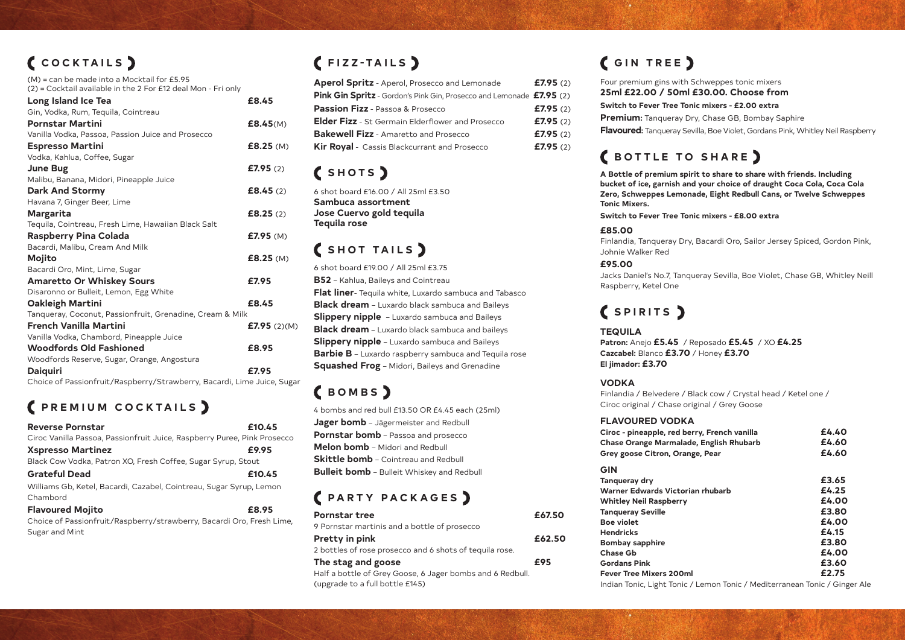## COCKTAILS

(M) = can be made into a Mocktail for £5.95
(2) = Cocktail available in the 2 For £12 deal Mon - Fri only

**Long Island Ice Tea** **£8.45**
Gin, Vodka, Rum, Tequila, Cointreau

**Pornstar Martini** **£8.45**(M)
Vanilla Vodka, Passoa, Passion Juice and Prosecco

**Espresso Martini** **£8.25** (M)
Vodka, Kahlua, Coffee, Sugar

**June Bug** **£7.95** (2)
Malibu, Banana, Midori, Pineapple Juice

**Dark And Stormy** **£8.45** (2)
Havana 7, Ginger Beer, Lime

**Margarita** **£8.25** (2)
Tequila, Cointreau, Fresh Lime, Hawaiian Black Salt

**Raspberry Pina Colada** **£7.95** (M)
Bacardi, Malibu, Cream And Milk

**Mojito** **£8.25** (M)
Bacardi Oro, Mint, Lime, Sugar

**Amaretto Or Whiskey Sours** **£7.95**
Disaronno or Bulleit, Lemon, Egg White

**Oakleigh Martini** **£8.45**
Tanqueray, Coconut, Passionfruit, Grenadine, Cream & Milk

**French Vanilla Martini** **£7.95** (2)(M)
Vanilla Vodka, Chambord, Pineapple Juice

**Woodfords Old Fashioned** **£8.95**
Woodfords Reserve, Sugar, Orange, Angostura

**Daiquiri** **£7.95**
Choice of Passionfruit/Raspberry/Strawberry, Bacardi, Lime Juice, Sugar

## PREMIUM COCKTAILS

**Reverse Pornstar** **£10.45**
Ciroc Vanilla Passoa, Passionfruit Juice, Raspberry Puree, Pink Prosecco

**Xspresso Martinez** **£9.95**
Black Cow Vodka, Patron XO, Fresh Coffee, Sugar Syrup, Stout

**Grateful Dead** **£10.45**
Williams Gb, Ketel, Bacardi, Cazabel, Cointreau, Sugar Syrup, Lemon Chambord

**Flavoured Mojito** **£8.95**
Choice of Passionfruit/Raspberry/strawberry, Bacardi Oro, Fresh Lime, Sugar and Mint

## FIZZ-TAILS

**Aperol Spritz** - Aperol, Prosecco and Lemonade **£7.95** (2)
**Pink Gin Spritz** - Gordon's Pink Gin, Prosecco and Lemonade **£7.95** (2)
**Passion Fizz** - Passoa & Prosecco **£7.95** (2)
**Elder Fizz** - St Germain Elderflower and Prosecco **£7.95** (2)
**Bakewell Fizz** - Amaretto and Prosecco **£7.95** (2)
**Kir Royal** - Cassis Blackcurrant and Prosecco **£7.95** (2)

## SHOTS

6 shot board £16.00 / All 25ml £3.50
**Sambuca assortment**
**Jose Cuervo gold tequila**
**Tequila rose**

## SHOT TAILS

6 shot board £19.00 / All 25ml £3.75
**B52** – Kahlua, Baileys and Cointreau
**Flat liner**- Tequila white, Luxardo sambuca and Tabasco
**Black dream** – Luxardo black sambuca and Baileys
**Slippery nipple** – Luxardo sambuca and Baileys
**Black dream** – Luxardo black sambuca and baileys
**Slippery nipple** – Luxardo sambuca and Baileys
**Barbie B** – Luxardo raspberry sambuca and Tequila rose
**Squashed Frog** – Midori, Baileys and Grenadine

## BOMBS

4 bombs and red bull £13.50 OR £4.45 each (25ml)
**Jager bomb** – Jägermeister and Redbull
**Pornstar bomb** – Passoa and prosecco
**Melon bomb** – Midori and Redbull
**Skittle bomb** – Cointreau and Redbull
**Bulleit bomb** – Bulleit Whiskey and Redbull

## PARTY PACKAGES

**Pornstar tree** **£67.50**
9 Pornstar martinis and a bottle of prosecco

**Pretty in pink** **£62.50**
2 bottles of rose prosecco and 6 shots of tequila rose.

**The stag and goose** **£95**
Half a bottle of Grey Goose, 6 Jager bombs and 6 Redbull.
(upgrade to a full bottle £145)

## GIN TREE

Four premium gins with Schweppes tonic mixers
**25ml £22.00 / 50ml £30.00. Choose from**
**Switch to Fever Tree Tonic mixers - £2.00 extra**
**Premium:** Tanqueray Dry, Chase GB, Bombay Saphire
**Flavoured:** Tanqueray Sevilla, Boe Violet, Gordans Pink, Whitley Neil Raspberry

## BOTTLE TO SHARE

**A Bottle of premium spirit to share to share with friends. Including bucket of ice, garnish and your choice of draught Coca Cola, Coca Cola Zero, Schweppes Lemonade, Eight Redbull Cans, or Twelve Schweppes Tonic Mixers.**

**Switch to Fever Tree Tonic mixers - £8.00 extra**

**£85.00**
Finlandia, Tanqueray Dry, Bacardi Oro, Sailor Jersey Spiced, Gordon Pink, Johnie Walker Red

**£95.00**
Jacks Daniel's No.7, Tanqueray Sevilla, Boe Violet, Chase GB, Whitley Neill Raspberry, Ketel One

## SPIRITS

### TEQUILA

**Patron:** Anejo **£5.45** / Reposado **£5.45** / XO **£4.25**
**Cazcabel:** Blanco **£3.70** / Honey **£3.70**
**El jimador: £3.70**

### VODKA

Finlandia / Belvedere / Black cow / Crystal head / Ketel one / Ciroc original / Chase original / Grey Goose

### FLAVOURED VODKA

| | |
|---|---|
| **Ciroc - pineapple, red berry, French vanilla** | **£4.40** |
| **Chase Orange Marmalade, English Rhubarb** | **£4.60** |
| **Grey goose Citron, Orange, Pear** | **£4.60** |

### GIN

| | |
|---|---|
| **Tanqueray dry** | **£3.65** |
| **Warner Edwards Victorian rhubarb** | **£4.25** |
| **Whitley Neil Raspberry** | **£4.00** |
| **Tanqueray Seville** | **£3.80** |
| **Boe violet** | **£4.00** |
| **Hendricks** | **£4.15** |
| **Bombay sapphire** | **£3.80** |
| **Chase Gb** | **£4.00** |
| **Gordans Pink** | **£3.60** |
| **Fever Tree Mixers 200ml** | **£2.75** |

Indian Tonic, Light Tonic / Lemon Tonic / Mediterranean Tonic / Ginger Ale